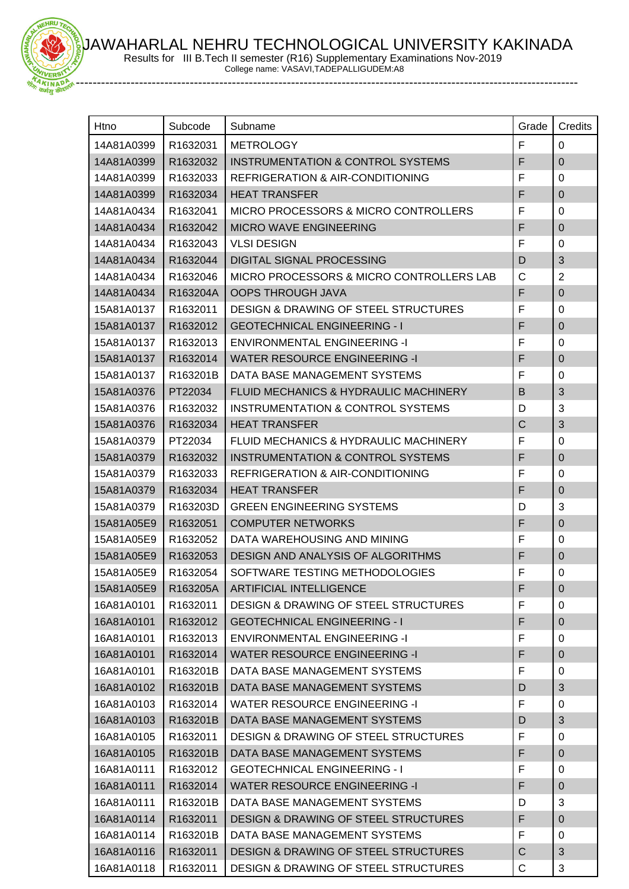# JAWAHARLAL NEHRU TECHNOLOGICAL UNIVERSITY KAKINADA

Results for III B.Tech II semester (R16) Supplementary Examinations Nov-2019

College name: VASAVI,TADEPALLIGUDEM:A8

| Htno | Subcode | Subname | Grade | Credits |
|---|---|---|---|---|
| 14A81A0399 | R1632031 | METROLOGY | F | 0 |
| 14A81A0399 | R1632032 | INSTRUMENTATION & CONTROL SYSTEMS | F | 0 |
| 14A81A0399 | R1632033 | REFRIGERATION & AIR-CONDITIONING | F | 0 |
| 14A81A0399 | R1632034 | HEAT TRANSFER | F | 0 |
| 14A81A0434 | R1632041 | MICRO PROCESSORS & MICRO CONTROLLERS | F | 0 |
| 14A81A0434 | R1632042 | MICRO WAVE ENGINEERING | F | 0 |
| 14A81A0434 | R1632043 | VLSI DESIGN | F | 0 |
| 14A81A0434 | R1632044 | DIGITAL SIGNAL PROCESSING | D | 3 |
| 14A81A0434 | R1632046 | MICRO PROCESSORS & MICRO CONTROLLERS LAB | C | 2 |
| 14A81A0434 | R163204A | OOPS THROUGH JAVA | F | 0 |
| 15A81A0137 | R1632011 | DESIGN & DRAWING OF STEEL STRUCTURES | F | 0 |
| 15A81A0137 | R1632012 | GEOTECHNICAL ENGINEERING - I | F | 0 |
| 15A81A0137 | R1632013 | ENVIRONMENTAL ENGINEERING -I | F | 0 |
| 15A81A0137 | R1632014 | WATER RESOURCE ENGINEERING -I | F | 0 |
| 15A81A0137 | R163201B | DATA BASE MANAGEMENT SYSTEMS | F | 0 |
| 15A81A0376 | PT22034 | FLUID MECHANICS & HYDRAULIC MACHINERY | B | 3 |
| 15A81A0376 | R1632032 | INSTRUMENTATION & CONTROL SYSTEMS | D | 3 |
| 15A81A0376 | R1632034 | HEAT TRANSFER | C | 3 |
| 15A81A0379 | PT22034 | FLUID MECHANICS & HYDRAULIC MACHINERY | F | 0 |
| 15A81A0379 | R1632032 | INSTRUMENTATION & CONTROL SYSTEMS | F | 0 |
| 15A81A0379 | R1632033 | REFRIGERATION & AIR-CONDITIONING | F | 0 |
| 15A81A0379 | R1632034 | HEAT TRANSFER | F | 0 |
| 15A81A0379 | R163203D | GREEN ENGINEERING SYSTEMS | D | 3 |
| 15A81A05E9 | R1632051 | COMPUTER NETWORKS | F | 0 |
| 15A81A05E9 | R1632052 | DATA WAREHOUSING AND MINING | F | 0 |
| 15A81A05E9 | R1632053 | DESIGN AND ANALYSIS OF ALGORITHMS | F | 0 |
| 15A81A05E9 | R1632054 | SOFTWARE TESTING METHODOLOGIES | F | 0 |
| 15A81A05E9 | R163205A | ARTIFICIAL INTELLIGENCE | F | 0 |
| 16A81A0101 | R1632011 | DESIGN & DRAWING OF STEEL STRUCTURES | F | 0 |
| 16A81A0101 | R1632012 | GEOTECHNICAL ENGINEERING - I | F | 0 |
| 16A81A0101 | R1632013 | ENVIRONMENTAL ENGINEERING -I | F | 0 |
| 16A81A0101 | R1632014 | WATER RESOURCE ENGINEERING -I | F | 0 |
| 16A81A0101 | R163201B | DATA BASE MANAGEMENT SYSTEMS | F | 0 |
| 16A81A0102 | R163201B | DATA BASE MANAGEMENT SYSTEMS | D | 3 |
| 16A81A0103 | R1632014 | WATER RESOURCE ENGINEERING -I | F | 0 |
| 16A81A0103 | R163201B | DATA BASE MANAGEMENT SYSTEMS | D | 3 |
| 16A81A0105 | R1632011 | DESIGN & DRAWING OF STEEL STRUCTURES | F | 0 |
| 16A81A0105 | R163201B | DATA BASE MANAGEMENT SYSTEMS | F | 0 |
| 16A81A0111 | R1632012 | GEOTECHNICAL ENGINEERING - I | F | 0 |
| 16A81A0111 | R1632014 | WATER RESOURCE ENGINEERING -I | F | 0 |
| 16A81A0111 | R163201B | DATA BASE MANAGEMENT SYSTEMS | D | 3 |
| 16A81A0114 | R1632011 | DESIGN & DRAWING OF STEEL STRUCTURES | F | 0 |
| 16A81A0114 | R163201B | DATA BASE MANAGEMENT SYSTEMS | F | 0 |
| 16A81A0116 | R1632011 | DESIGN & DRAWING OF STEEL STRUCTURES | C | 3 |
| 16A81A0118 | R1632011 | DESIGN & DRAWING OF STEEL STRUCTURES | C | 3 |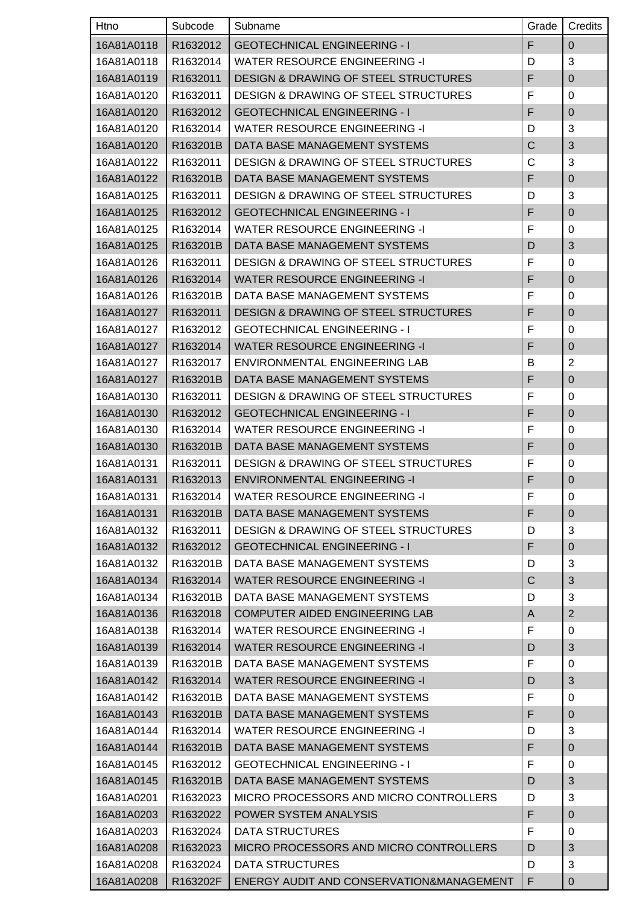| Htno | Subcode | Subname | Grade | Credits |
|---|---|---|---|---|
| 16A81A0118 | R1632012 | GEOTECHNICAL ENGINEERING - I | F | 0 |
| 16A81A0118 | R1632014 | WATER RESOURCE ENGINEERING -I | D | 3 |
| 16A81A0119 | R1632011 | DESIGN & DRAWING OF STEEL STRUCTURES | F | 0 |
| 16A81A0120 | R1632011 | DESIGN & DRAWING OF STEEL STRUCTURES | F | 0 |
| 16A81A0120 | R1632012 | GEOTECHNICAL ENGINEERING - I | F | 0 |
| 16A81A0120 | R1632014 | WATER RESOURCE ENGINEERING -I | D | 3 |
| 16A81A0120 | R163201B | DATA BASE MANAGEMENT SYSTEMS | C | 3 |
| 16A81A0122 | R1632011 | DESIGN & DRAWING OF STEEL STRUCTURES | C | 3 |
| 16A81A0122 | R163201B | DATA BASE MANAGEMENT SYSTEMS | F | 0 |
| 16A81A0125 | R1632011 | DESIGN & DRAWING OF STEEL STRUCTURES | D | 3 |
| 16A81A0125 | R1632012 | GEOTECHNICAL ENGINEERING - I | F | 0 |
| 16A81A0125 | R1632014 | WATER RESOURCE ENGINEERING -I | F | 0 |
| 16A81A0125 | R163201B | DATA BASE MANAGEMENT SYSTEMS | D | 3 |
| 16A81A0126 | R1632011 | DESIGN & DRAWING OF STEEL STRUCTURES | F | 0 |
| 16A81A0126 | R1632014 | WATER RESOURCE ENGINEERING -I | F | 0 |
| 16A81A0126 | R163201B | DATA BASE MANAGEMENT SYSTEMS | F | 0 |
| 16A81A0127 | R1632011 | DESIGN & DRAWING OF STEEL STRUCTURES | F | 0 |
| 16A81A0127 | R1632012 | GEOTECHNICAL ENGINEERING - I | F | 0 |
| 16A81A0127 | R1632014 | WATER RESOURCE ENGINEERING -I | F | 0 |
| 16A81A0127 | R1632017 | ENVIRONMENTAL ENGINEERING LAB | B | 2 |
| 16A81A0127 | R163201B | DATA BASE MANAGEMENT SYSTEMS | F | 0 |
| 16A81A0130 | R1632011 | DESIGN & DRAWING OF STEEL STRUCTURES | F | 0 |
| 16A81A0130 | R1632012 | GEOTECHNICAL ENGINEERING - I | F | 0 |
| 16A81A0130 | R1632014 | WATER RESOURCE ENGINEERING -I | F | 0 |
| 16A81A0130 | R163201B | DATA BASE MANAGEMENT SYSTEMS | F | 0 |
| 16A81A0131 | R1632011 | DESIGN & DRAWING OF STEEL STRUCTURES | F | 0 |
| 16A81A0131 | R1632013 | ENVIRONMENTAL ENGINEERING -I | F | 0 |
| 16A81A0131 | R1632014 | WATER RESOURCE ENGINEERING -I | F | 0 |
| 16A81A0131 | R163201B | DATA BASE MANAGEMENT SYSTEMS | F | 0 |
| 16A81A0132 | R1632011 | DESIGN & DRAWING OF STEEL STRUCTURES | D | 3 |
| 16A81A0132 | R1632012 | GEOTECHNICAL ENGINEERING - I | F | 0 |
| 16A81A0132 | R163201B | DATA BASE MANAGEMENT SYSTEMS | D | 3 |
| 16A81A0134 | R1632014 | WATER RESOURCE ENGINEERING -I | C | 3 |
| 16A81A0134 | R163201B | DATA BASE MANAGEMENT SYSTEMS | D | 3 |
| 16A81A0136 | R1632018 | COMPUTER AIDED ENGINEERING LAB | A | 2 |
| 16A81A0138 | R1632014 | WATER RESOURCE ENGINEERING -I | F | 0 |
| 16A81A0139 | R1632014 | WATER RESOURCE ENGINEERING -I | D | 3 |
| 16A81A0139 | R163201B | DATA BASE MANAGEMENT SYSTEMS | F | 0 |
| 16A81A0142 | R1632014 | WATER RESOURCE ENGINEERING -I | D | 3 |
| 16A81A0142 | R163201B | DATA BASE MANAGEMENT SYSTEMS | F | 0 |
| 16A81A0143 | R163201B | DATA BASE MANAGEMENT SYSTEMS | F | 0 |
| 16A81A0144 | R1632014 | WATER RESOURCE ENGINEERING -I | D | 3 |
| 16A81A0144 | R163201B | DATA BASE MANAGEMENT SYSTEMS | F | 0 |
| 16A81A0145 | R1632012 | GEOTECHNICAL ENGINEERING - I | F | 0 |
| 16A81A0145 | R163201B | DATA BASE MANAGEMENT SYSTEMS | D | 3 |
| 16A81A0201 | R1632023 | MICRO PROCESSORS AND MICRO CONTROLLERS | D | 3 |
| 16A81A0203 | R1632022 | POWER SYSTEM ANALYSIS | F | 0 |
| 16A81A0203 | R1632024 | DATA STRUCTURES | F | 0 |
| 16A81A0208 | R1632023 | MICRO PROCESSORS AND MICRO CONTROLLERS | D | 3 |
| 16A81A0208 | R1632024 | DATA STRUCTURES | D | 3 |
| 16A81A0208 | R163202F | ENERGY AUDIT AND CONSERVATION&MANAGEMENT | F | 0 |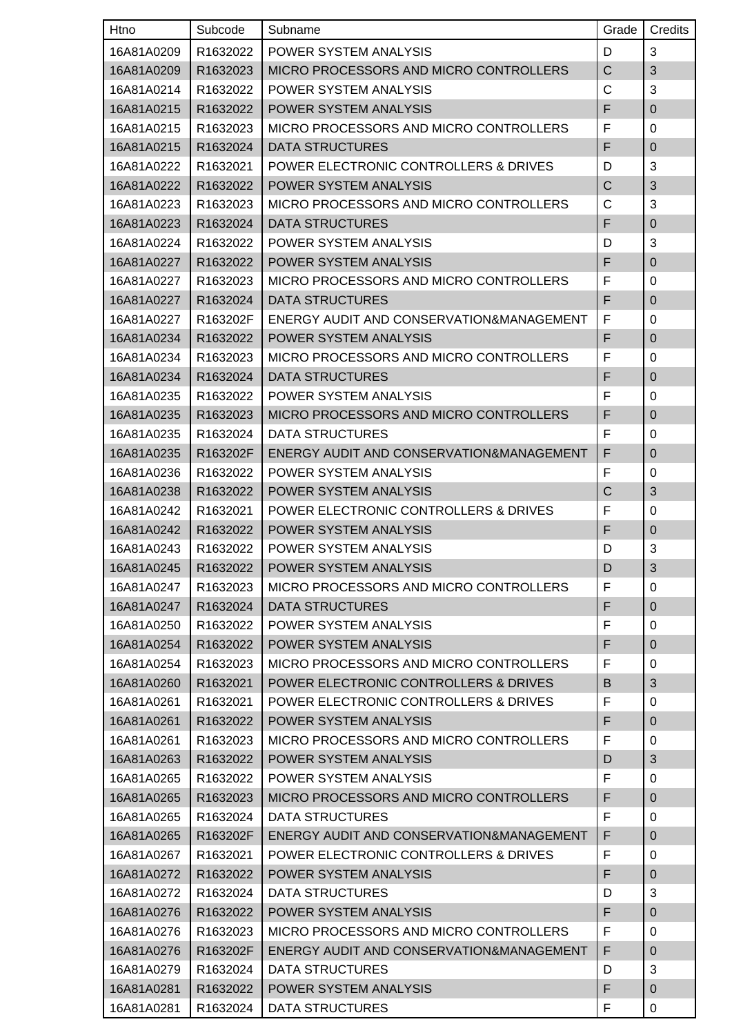| Htno | Subcode | Subname | Grade | Credits |
|---|---|---|---|---|
| 16A81A0209 | R1632022 | POWER SYSTEM ANALYSIS | D | 3 |
| 16A81A0209 | R1632023 | MICRO PROCESSORS AND MICRO CONTROLLERS | C | 3 |
| 16A81A0214 | R1632022 | POWER SYSTEM ANALYSIS | C | 3 |
| 16A81A0215 | R1632022 | POWER SYSTEM ANALYSIS | F | 0 |
| 16A81A0215 | R1632023 | MICRO PROCESSORS AND MICRO CONTROLLERS | F | 0 |
| 16A81A0215 | R1632024 | DATA STRUCTURES | F | 0 |
| 16A81A0222 | R1632021 | POWER ELECTRONIC CONTROLLERS & DRIVES | D | 3 |
| 16A81A0222 | R1632022 | POWER SYSTEM ANALYSIS | C | 3 |
| 16A81A0223 | R1632023 | MICRO PROCESSORS AND MICRO CONTROLLERS | C | 3 |
| 16A81A0223 | R1632024 | DATA STRUCTURES | F | 0 |
| 16A81A0224 | R1632022 | POWER SYSTEM ANALYSIS | D | 3 |
| 16A81A0227 | R1632022 | POWER SYSTEM ANALYSIS | F | 0 |
| 16A81A0227 | R1632023 | MICRO PROCESSORS AND MICRO CONTROLLERS | F | 0 |
| 16A81A0227 | R1632024 | DATA STRUCTURES | F | 0 |
| 16A81A0227 | R163202F | ENERGY AUDIT AND CONSERVATION&MANAGEMENT | F | 0 |
| 16A81A0234 | R1632022 | POWER SYSTEM ANALYSIS | F | 0 |
| 16A81A0234 | R1632023 | MICRO PROCESSORS AND MICRO CONTROLLERS | F | 0 |
| 16A81A0234 | R1632024 | DATA STRUCTURES | F | 0 |
| 16A81A0235 | R1632022 | POWER SYSTEM ANALYSIS | F | 0 |
| 16A81A0235 | R1632023 | MICRO PROCESSORS AND MICRO CONTROLLERS | F | 0 |
| 16A81A0235 | R1632024 | DATA STRUCTURES | F | 0 |
| 16A81A0235 | R163202F | ENERGY AUDIT AND CONSERVATION&MANAGEMENT | F | 0 |
| 16A81A0236 | R1632022 | POWER SYSTEM ANALYSIS | F | 0 |
| 16A81A0238 | R1632022 | POWER SYSTEM ANALYSIS | C | 3 |
| 16A81A0242 | R1632021 | POWER ELECTRONIC CONTROLLERS & DRIVES | F | 0 |
| 16A81A0242 | R1632022 | POWER SYSTEM ANALYSIS | F | 0 |
| 16A81A0243 | R1632022 | POWER SYSTEM ANALYSIS | D | 3 |
| 16A81A0245 | R1632022 | POWER SYSTEM ANALYSIS | D | 3 |
| 16A81A0247 | R1632023 | MICRO PROCESSORS AND MICRO CONTROLLERS | F | 0 |
| 16A81A0247 | R1632024 | DATA STRUCTURES | F | 0 |
| 16A81A0250 | R1632022 | POWER SYSTEM ANALYSIS | F | 0 |
| 16A81A0254 | R1632022 | POWER SYSTEM ANALYSIS | F | 0 |
| 16A81A0254 | R1632023 | MICRO PROCESSORS AND MICRO CONTROLLERS | F | 0 |
| 16A81A0260 | R1632021 | POWER ELECTRONIC CONTROLLERS & DRIVES | B | 3 |
| 16A81A0261 | R1632021 | POWER ELECTRONIC CONTROLLERS & DRIVES | F | 0 |
| 16A81A0261 | R1632022 | POWER SYSTEM ANALYSIS | F | 0 |
| 16A81A0261 | R1632023 | MICRO PROCESSORS AND MICRO CONTROLLERS | F | 0 |
| 16A81A0263 | R1632022 | POWER SYSTEM ANALYSIS | D | 3 |
| 16A81A0265 | R1632022 | POWER SYSTEM ANALYSIS | F | 0 |
| 16A81A0265 | R1632023 | MICRO PROCESSORS AND MICRO CONTROLLERS | F | 0 |
| 16A81A0265 | R1632024 | DATA STRUCTURES | F | 0 |
| 16A81A0265 | R163202F | ENERGY AUDIT AND CONSERVATION&MANAGEMENT | F | 0 |
| 16A81A0267 | R1632021 | POWER ELECTRONIC CONTROLLERS & DRIVES | F | 0 |
| 16A81A0272 | R1632022 | POWER SYSTEM ANALYSIS | F | 0 |
| 16A81A0272 | R1632024 | DATA STRUCTURES | D | 3 |
| 16A81A0276 | R1632022 | POWER SYSTEM ANALYSIS | F | 0 |
| 16A81A0276 | R1632023 | MICRO PROCESSORS AND MICRO CONTROLLERS | F | 0 |
| 16A81A0276 | R163202F | ENERGY AUDIT AND CONSERVATION&MANAGEMENT | F | 0 |
| 16A81A0279 | R1632024 | DATA STRUCTURES | D | 3 |
| 16A81A0281 | R1632022 | POWER SYSTEM ANALYSIS | F | 0 |
| 16A81A0281 | R1632024 | DATA STRUCTURES | F | 0 |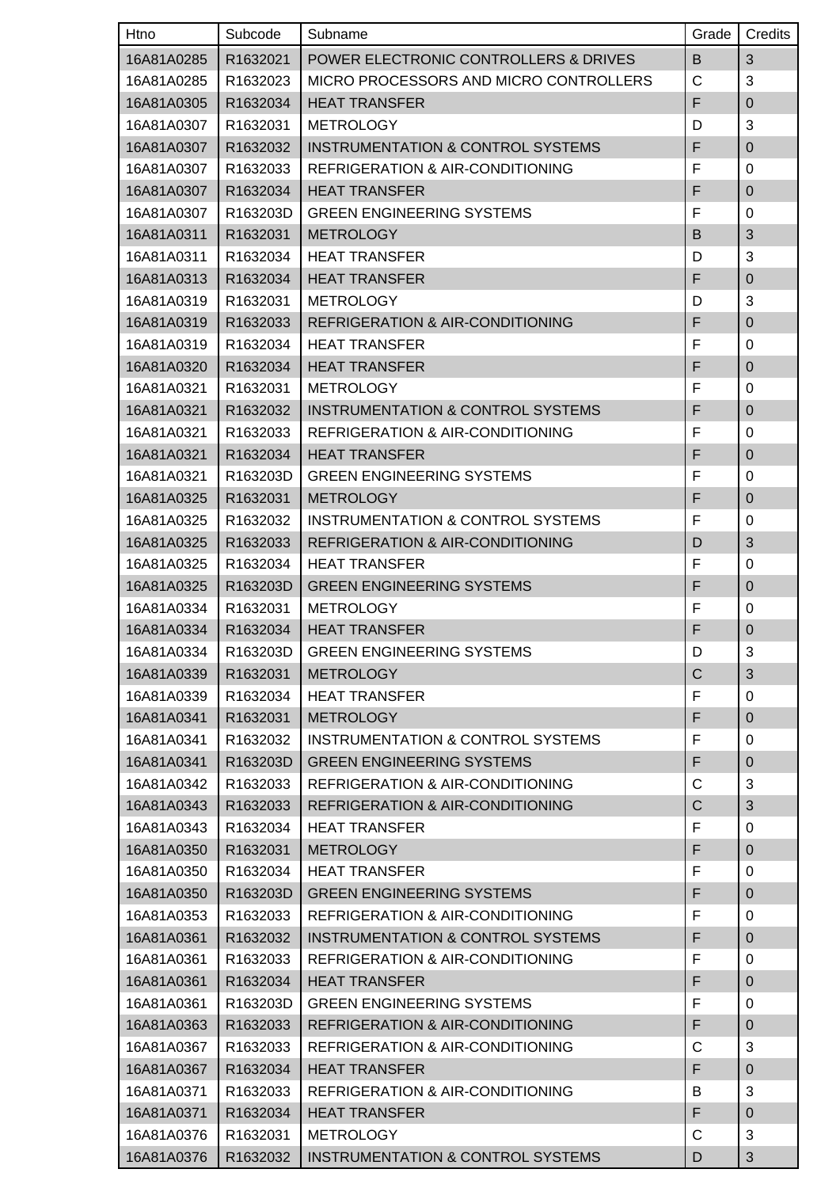| Htno | Subcode | Subname | Grade | Credits |
| --- | --- | --- | --- | --- |
| 16A81A0285 | R1632021 | POWER ELECTRONIC CONTROLLERS & DRIVES | B | 3 |
| 16A81A0285 | R1632023 | MICRO PROCESSORS AND MICRO CONTROLLERS | C | 3 |
| 16A81A0305 | R1632034 | HEAT TRANSFER | F | 0 |
| 16A81A0307 | R1632031 | METROLOGY | D | 3 |
| 16A81A0307 | R1632032 | INSTRUMENTATION & CONTROL SYSTEMS | F | 0 |
| 16A81A0307 | R1632033 | REFRIGERATION & AIR-CONDITIONING | F | 0 |
| 16A81A0307 | R1632034 | HEAT TRANSFER | F | 0 |
| 16A81A0307 | R163203D | GREEN ENGINEERING SYSTEMS | F | 0 |
| 16A81A0311 | R1632031 | METROLOGY | B | 3 |
| 16A81A0311 | R1632034 | HEAT TRANSFER | D | 3 |
| 16A81A0313 | R1632034 | HEAT TRANSFER | F | 0 |
| 16A81A0319 | R1632031 | METROLOGY | D | 3 |
| 16A81A0319 | R1632033 | REFRIGERATION & AIR-CONDITIONING | F | 0 |
| 16A81A0319 | R1632034 | HEAT TRANSFER | F | 0 |
| 16A81A0320 | R1632034 | HEAT TRANSFER | F | 0 |
| 16A81A0321 | R1632031 | METROLOGY | F | 0 |
| 16A81A0321 | R1632032 | INSTRUMENTATION & CONTROL SYSTEMS | F | 0 |
| 16A81A0321 | R1632033 | REFRIGERATION & AIR-CONDITIONING | F | 0 |
| 16A81A0321 | R1632034 | HEAT TRANSFER | F | 0 |
| 16A81A0321 | R163203D | GREEN ENGINEERING SYSTEMS | F | 0 |
| 16A81A0325 | R1632031 | METROLOGY | F | 0 |
| 16A81A0325 | R1632032 | INSTRUMENTATION & CONTROL SYSTEMS | F | 0 |
| 16A81A0325 | R1632033 | REFRIGERATION & AIR-CONDITIONING | D | 3 |
| 16A81A0325 | R1632034 | HEAT TRANSFER | F | 0 |
| 16A81A0325 | R163203D | GREEN ENGINEERING SYSTEMS | F | 0 |
| 16A81A0334 | R1632031 | METROLOGY | F | 0 |
| 16A81A0334 | R1632034 | HEAT TRANSFER | F | 0 |
| 16A81A0334 | R163203D | GREEN ENGINEERING SYSTEMS | D | 3 |
| 16A81A0339 | R1632031 | METROLOGY | C | 3 |
| 16A81A0339 | R1632034 | HEAT TRANSFER | F | 0 |
| 16A81A0341 | R1632031 | METROLOGY | F | 0 |
| 16A81A0341 | R1632032 | INSTRUMENTATION & CONTROL SYSTEMS | F | 0 |
| 16A81A0341 | R163203D | GREEN ENGINEERING SYSTEMS | F | 0 |
| 16A81A0342 | R1632033 | REFRIGERATION & AIR-CONDITIONING | C | 3 |
| 16A81A0343 | R1632033 | REFRIGERATION & AIR-CONDITIONING | C | 3 |
| 16A81A0343 | R1632034 | HEAT TRANSFER | F | 0 |
| 16A81A0350 | R1632031 | METROLOGY | F | 0 |
| 16A81A0350 | R1632034 | HEAT TRANSFER | F | 0 |
| 16A81A0350 | R163203D | GREEN ENGINEERING SYSTEMS | F | 0 |
| 16A81A0353 | R1632033 | REFRIGERATION & AIR-CONDITIONING | F | 0 |
| 16A81A0361 | R1632032 | INSTRUMENTATION & CONTROL SYSTEMS | F | 0 |
| 16A81A0361 | R1632033 | REFRIGERATION & AIR-CONDITIONING | F | 0 |
| 16A81A0361 | R1632034 | HEAT TRANSFER | F | 0 |
| 16A81A0361 | R163203D | GREEN ENGINEERING SYSTEMS | F | 0 |
| 16A81A0363 | R1632033 | REFRIGERATION & AIR-CONDITIONING | F | 0 |
| 16A81A0367 | R1632033 | REFRIGERATION & AIR-CONDITIONING | C | 3 |
| 16A81A0367 | R1632034 | HEAT TRANSFER | F | 0 |
| 16A81A0371 | R1632033 | REFRIGERATION & AIR-CONDITIONING | B | 3 |
| 16A81A0371 | R1632034 | HEAT TRANSFER | F | 0 |
| 16A81A0376 | R1632031 | METROLOGY | C | 3 |
| 16A81A0376 | R1632032 | INSTRUMENTATION & CONTROL SYSTEMS | D | 3 |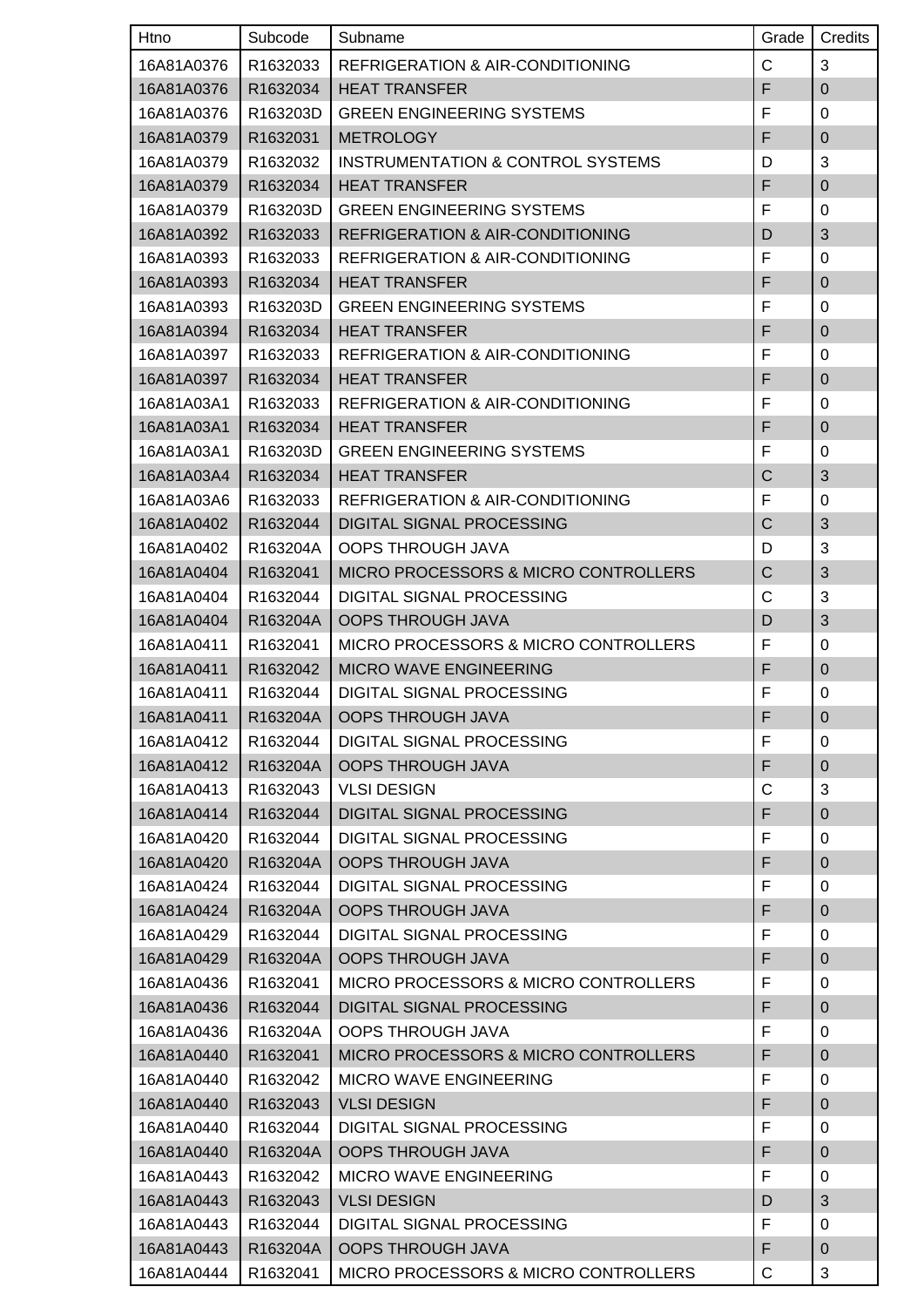| Htno | Subcode | Subname | Grade | Credits |
|---|---|---|---|---|
| 16A81A0376 | R1632033 | REFRIGERATION & AIR-CONDITIONING | C | 3 |
| 16A81A0376 | R1632034 | HEAT TRANSFER | F | 0 |
| 16A81A0376 | R163203D | GREEN ENGINEERING SYSTEMS | F | 0 |
| 16A81A0379 | R1632031 | METROLOGY | F | 0 |
| 16A81A0379 | R1632032 | INSTRUMENTATION & CONTROL SYSTEMS | D | 3 |
| 16A81A0379 | R1632034 | HEAT TRANSFER | F | 0 |
| 16A81A0379 | R163203D | GREEN ENGINEERING SYSTEMS | F | 0 |
| 16A81A0392 | R1632033 | REFRIGERATION & AIR-CONDITIONING | D | 3 |
| 16A81A0393 | R1632033 | REFRIGERATION & AIR-CONDITIONING | F | 0 |
| 16A81A0393 | R1632034 | HEAT TRANSFER | F | 0 |
| 16A81A0393 | R163203D | GREEN ENGINEERING SYSTEMS | F | 0 |
| 16A81A0394 | R1632034 | HEAT TRANSFER | F | 0 |
| 16A81A0397 | R1632033 | REFRIGERATION & AIR-CONDITIONING | F | 0 |
| 16A81A0397 | R1632034 | HEAT TRANSFER | F | 0 |
| 16A81A03A1 | R1632033 | REFRIGERATION & AIR-CONDITIONING | F | 0 |
| 16A81A03A1 | R1632034 | HEAT TRANSFER | F | 0 |
| 16A81A03A1 | R163203D | GREEN ENGINEERING SYSTEMS | F | 0 |
| 16A81A03A4 | R1632034 | HEAT TRANSFER | C | 3 |
| 16A81A03A6 | R1632033 | REFRIGERATION & AIR-CONDITIONING | F | 0 |
| 16A81A0402 | R1632044 | DIGITAL SIGNAL PROCESSING | C | 3 |
| 16A81A0402 | R163204A | OOPS THROUGH JAVA | D | 3 |
| 16A81A0404 | R1632041 | MICRO PROCESSORS & MICRO CONTROLLERS | C | 3 |
| 16A81A0404 | R1632044 | DIGITAL SIGNAL PROCESSING | C | 3 |
| 16A81A0404 | R163204A | OOPS THROUGH JAVA | D | 3 |
| 16A81A0411 | R1632041 | MICRO PROCESSORS & MICRO CONTROLLERS | F | 0 |
| 16A81A0411 | R1632042 | MICRO WAVE ENGINEERING | F | 0 |
| 16A81A0411 | R1632044 | DIGITAL SIGNAL PROCESSING | F | 0 |
| 16A81A0411 | R163204A | OOPS THROUGH JAVA | F | 0 |
| 16A81A0412 | R1632044 | DIGITAL SIGNAL PROCESSING | F | 0 |
| 16A81A0412 | R163204A | OOPS THROUGH JAVA | F | 0 |
| 16A81A0413 | R1632043 | VLSI DESIGN | C | 3 |
| 16A81A0414 | R1632044 | DIGITAL SIGNAL PROCESSING | F | 0 |
| 16A81A0420 | R1632044 | DIGITAL SIGNAL PROCESSING | F | 0 |
| 16A81A0420 | R163204A | OOPS THROUGH JAVA | F | 0 |
| 16A81A0424 | R1632044 | DIGITAL SIGNAL PROCESSING | F | 0 |
| 16A81A0424 | R163204A | OOPS THROUGH JAVA | F | 0 |
| 16A81A0429 | R1632044 | DIGITAL SIGNAL PROCESSING | F | 0 |
| 16A81A0429 | R163204A | OOPS THROUGH JAVA | F | 0 |
| 16A81A0436 | R1632041 | MICRO PROCESSORS & MICRO CONTROLLERS | F | 0 |
| 16A81A0436 | R1632044 | DIGITAL SIGNAL PROCESSING | F | 0 |
| 16A81A0436 | R163204A | OOPS THROUGH JAVA | F | 0 |
| 16A81A0440 | R1632041 | MICRO PROCESSORS & MICRO CONTROLLERS | F | 0 |
| 16A81A0440 | R1632042 | MICRO WAVE ENGINEERING | F | 0 |
| 16A81A0440 | R1632043 | VLSI DESIGN | F | 0 |
| 16A81A0440 | R1632044 | DIGITAL SIGNAL PROCESSING | F | 0 |
| 16A81A0440 | R163204A | OOPS THROUGH JAVA | F | 0 |
| 16A81A0443 | R1632042 | MICRO WAVE ENGINEERING | F | 0 |
| 16A81A0443 | R1632043 | VLSI DESIGN | D | 3 |
| 16A81A0443 | R1632044 | DIGITAL SIGNAL PROCESSING | F | 0 |
| 16A81A0443 | R163204A | OOPS THROUGH JAVA | F | 0 |
| 16A81A0444 | R1632041 | MICRO PROCESSORS & MICRO CONTROLLERS | C | 3 |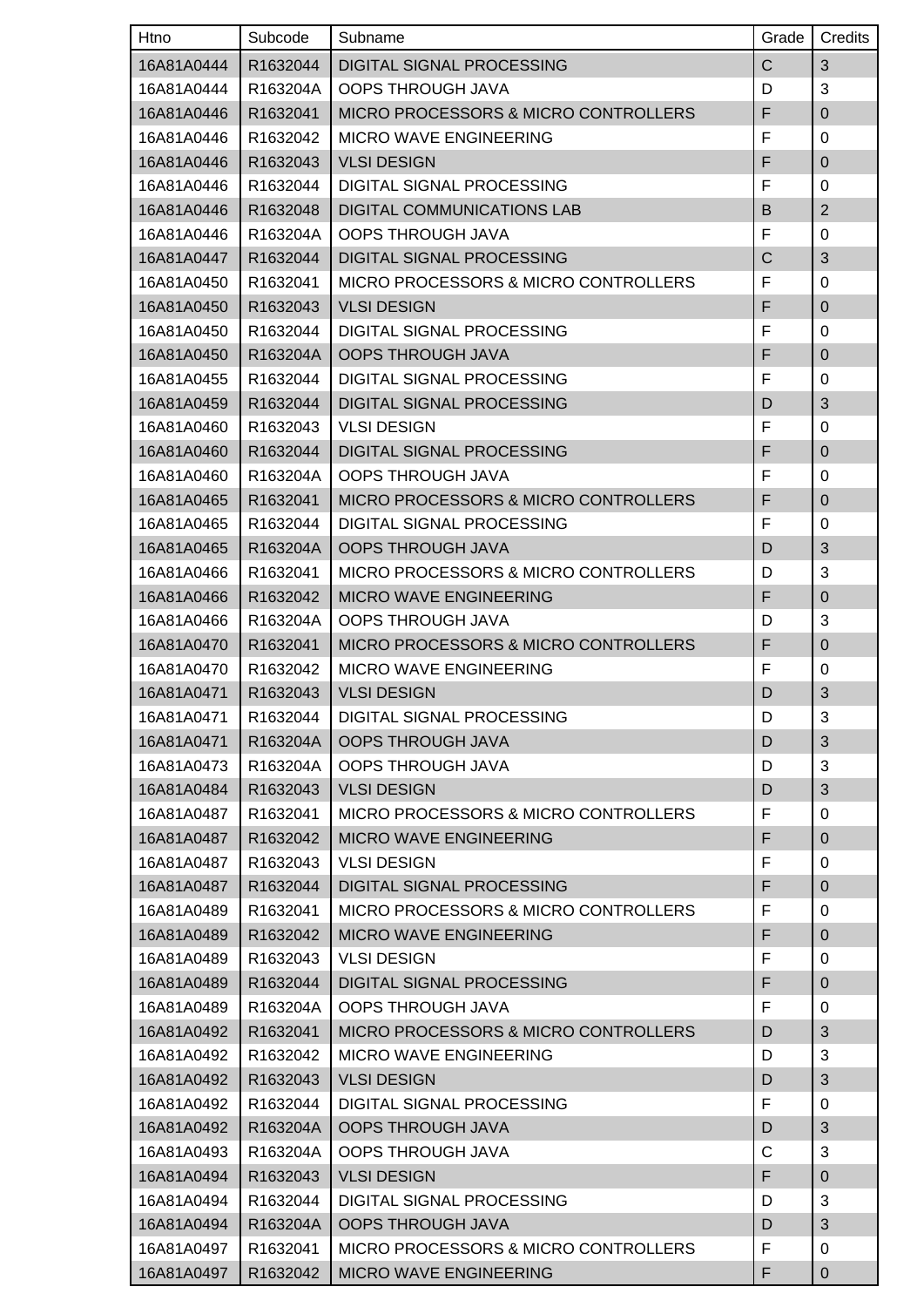| Htno | Subcode | Subname | Grade | Credits |
|---|---|---|---|---|
| 16A81A0444 | R1632044 | DIGITAL SIGNAL PROCESSING | C | 3 |
| 16A81A0444 | R163204A | OOPS THROUGH JAVA | D | 3 |
| 16A81A0446 | R1632041 | MICRO PROCESSORS & MICRO CONTROLLERS | F | 0 |
| 16A81A0446 | R1632042 | MICRO WAVE ENGINEERING | F | 0 |
| 16A81A0446 | R1632043 | VLSI DESIGN | F | 0 |
| 16A81A0446 | R1632044 | DIGITAL SIGNAL PROCESSING | F | 0 |
| 16A81A0446 | R1632048 | DIGITAL COMMUNICATIONS LAB | B | 2 |
| 16A81A0446 | R163204A | OOPS THROUGH JAVA | F | 0 |
| 16A81A0447 | R1632044 | DIGITAL SIGNAL PROCESSING | C | 3 |
| 16A81A0450 | R1632041 | MICRO PROCESSORS & MICRO CONTROLLERS | F | 0 |
| 16A81A0450 | R1632043 | VLSI DESIGN | F | 0 |
| 16A81A0450 | R1632044 | DIGITAL SIGNAL PROCESSING | F | 0 |
| 16A81A0450 | R163204A | OOPS THROUGH JAVA | F | 0 |
| 16A81A0455 | R1632044 | DIGITAL SIGNAL PROCESSING | F | 0 |
| 16A81A0459 | R1632044 | DIGITAL SIGNAL PROCESSING | D | 3 |
| 16A81A0460 | R1632043 | VLSI DESIGN | F | 0 |
| 16A81A0460 | R1632044 | DIGITAL SIGNAL PROCESSING | F | 0 |
| 16A81A0460 | R163204A | OOPS THROUGH JAVA | F | 0 |
| 16A81A0465 | R1632041 | MICRO PROCESSORS & MICRO CONTROLLERS | F | 0 |
| 16A81A0465 | R1632044 | DIGITAL SIGNAL PROCESSING | F | 0 |
| 16A81A0465 | R163204A | OOPS THROUGH JAVA | D | 3 |
| 16A81A0466 | R1632041 | MICRO PROCESSORS & MICRO CONTROLLERS | D | 3 |
| 16A81A0466 | R1632042 | MICRO WAVE ENGINEERING | F | 0 |
| 16A81A0466 | R163204A | OOPS THROUGH JAVA | D | 3 |
| 16A81A0470 | R1632041 | MICRO PROCESSORS & MICRO CONTROLLERS | F | 0 |
| 16A81A0470 | R1632042 | MICRO WAVE ENGINEERING | F | 0 |
| 16A81A0471 | R1632043 | VLSI DESIGN | D | 3 |
| 16A81A0471 | R1632044 | DIGITAL SIGNAL PROCESSING | D | 3 |
| 16A81A0471 | R163204A | OOPS THROUGH JAVA | D | 3 |
| 16A81A0473 | R163204A | OOPS THROUGH JAVA | D | 3 |
| 16A81A0484 | R1632043 | VLSI DESIGN | D | 3 |
| 16A81A0487 | R1632041 | MICRO PROCESSORS & MICRO CONTROLLERS | F | 0 |
| 16A81A0487 | R1632042 | MICRO WAVE ENGINEERING | F | 0 |
| 16A81A0487 | R1632043 | VLSI DESIGN | F | 0 |
| 16A81A0487 | R1632044 | DIGITAL SIGNAL PROCESSING | F | 0 |
| 16A81A0489 | R1632041 | MICRO PROCESSORS & MICRO CONTROLLERS | F | 0 |
| 16A81A0489 | R1632042 | MICRO WAVE ENGINEERING | F | 0 |
| 16A81A0489 | R1632043 | VLSI DESIGN | F | 0 |
| 16A81A0489 | R1632044 | DIGITAL SIGNAL PROCESSING | F | 0 |
| 16A81A0489 | R163204A | OOPS THROUGH JAVA | F | 0 |
| 16A81A0492 | R1632041 | MICRO PROCESSORS & MICRO CONTROLLERS | D | 3 |
| 16A81A0492 | R1632042 | MICRO WAVE ENGINEERING | D | 3 |
| 16A81A0492 | R1632043 | VLSI DESIGN | D | 3 |
| 16A81A0492 | R1632044 | DIGITAL SIGNAL PROCESSING | F | 0 |
| 16A81A0492 | R163204A | OOPS THROUGH JAVA | D | 3 |
| 16A81A0493 | R163204A | OOPS THROUGH JAVA | C | 3 |
| 16A81A0494 | R1632043 | VLSI DESIGN | F | 0 |
| 16A81A0494 | R1632044 | DIGITAL SIGNAL PROCESSING | D | 3 |
| 16A81A0494 | R163204A | OOPS THROUGH JAVA | D | 3 |
| 16A81A0497 | R1632041 | MICRO PROCESSORS & MICRO CONTROLLERS | F | 0 |
| 16A81A0497 | R1632042 | MICRO WAVE ENGINEERING | F | 0 |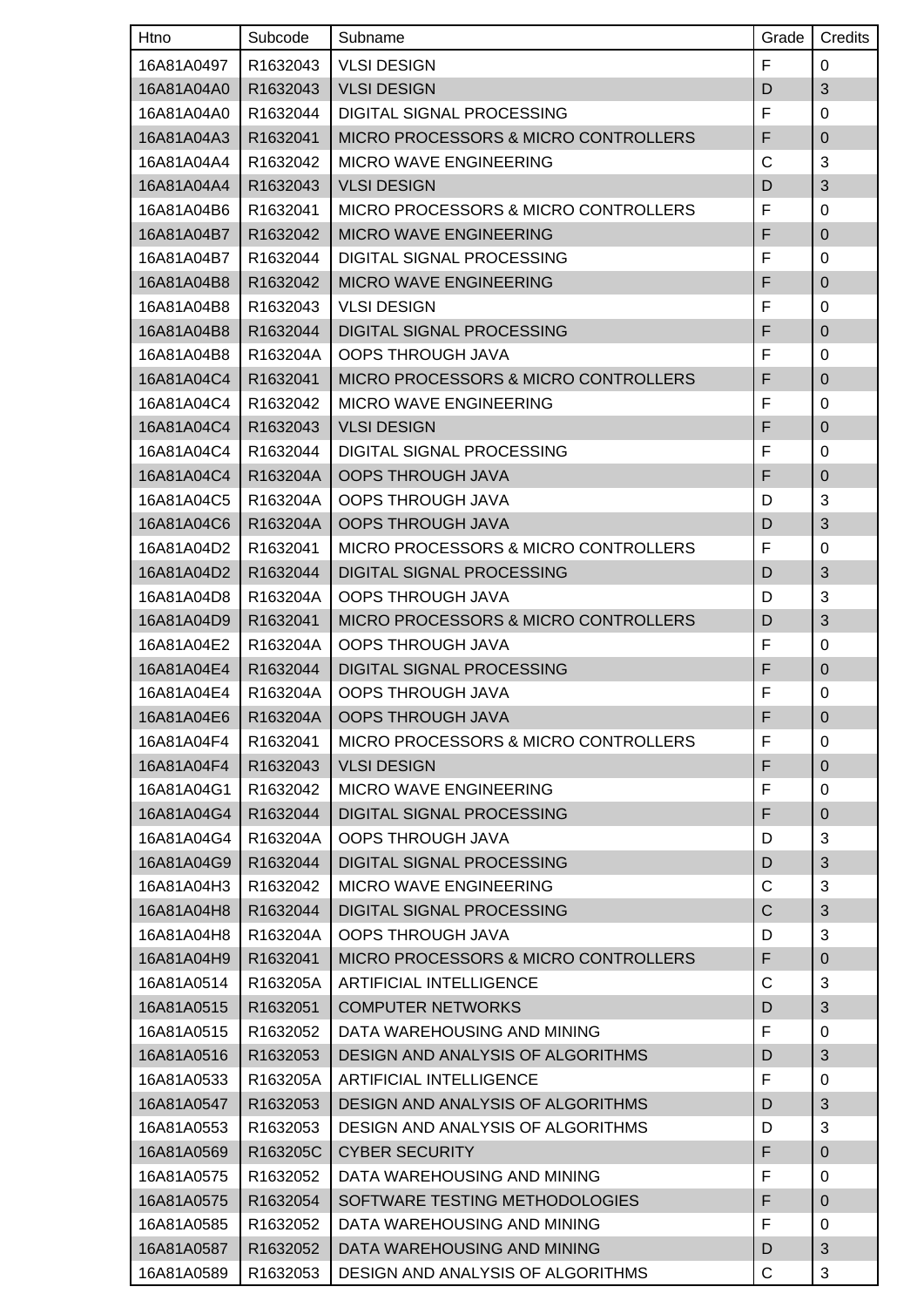| Htno | Subcode | Subname | Grade | Credits |
|---|---|---|---|---|
| 16A81A0497 | R1632043 | VLSI DESIGN | F | 0 |
| 16A81A04A0 | R1632043 | VLSI DESIGN | D | 3 |
| 16A81A04A0 | R1632044 | DIGITAL SIGNAL PROCESSING | F | 0 |
| 16A81A04A3 | R1632041 | MICRO PROCESSORS & MICRO CONTROLLERS | F | 0 |
| 16A81A04A4 | R1632042 | MICRO WAVE ENGINEERING | C | 3 |
| 16A81A04A4 | R1632043 | VLSI DESIGN | D | 3 |
| 16A81A04B6 | R1632041 | MICRO PROCESSORS & MICRO CONTROLLERS | F | 0 |
| 16A81A04B7 | R1632042 | MICRO WAVE ENGINEERING | F | 0 |
| 16A81A04B7 | R1632044 | DIGITAL SIGNAL PROCESSING | F | 0 |
| 16A81A04B8 | R1632042 | MICRO WAVE ENGINEERING | F | 0 |
| 16A81A04B8 | R1632043 | VLSI DESIGN | F | 0 |
| 16A81A04B8 | R1632044 | DIGITAL SIGNAL PROCESSING | F | 0 |
| 16A81A04B8 | R163204A | OOPS THROUGH JAVA | F | 0 |
| 16A81A04C4 | R1632041 | MICRO PROCESSORS & MICRO CONTROLLERS | F | 0 |
| 16A81A04C4 | R1632042 | MICRO WAVE ENGINEERING | F | 0 |
| 16A81A04C4 | R1632043 | VLSI DESIGN | F | 0 |
| 16A81A04C4 | R1632044 | DIGITAL SIGNAL PROCESSING | F | 0 |
| 16A81A04C4 | R163204A | OOPS THROUGH JAVA | F | 0 |
| 16A81A04C5 | R163204A | OOPS THROUGH JAVA | D | 3 |
| 16A81A04C6 | R163204A | OOPS THROUGH JAVA | D | 3 |
| 16A81A04D2 | R1632041 | MICRO PROCESSORS & MICRO CONTROLLERS | F | 0 |
| 16A81A04D2 | R1632044 | DIGITAL SIGNAL PROCESSING | D | 3 |
| 16A81A04D8 | R163204A | OOPS THROUGH JAVA | D | 3 |
| 16A81A04D9 | R1632041 | MICRO PROCESSORS & MICRO CONTROLLERS | D | 3 |
| 16A81A04E2 | R163204A | OOPS THROUGH JAVA | F | 0 |
| 16A81A04E4 | R1632044 | DIGITAL SIGNAL PROCESSING | F | 0 |
| 16A81A04E4 | R163204A | OOPS THROUGH JAVA | F | 0 |
| 16A81A04E6 | R163204A | OOPS THROUGH JAVA | F | 0 |
| 16A81A04F4 | R1632041 | MICRO PROCESSORS & MICRO CONTROLLERS | F | 0 |
| 16A81A04F4 | R1632043 | VLSI DESIGN | F | 0 |
| 16A81A04G1 | R1632042 | MICRO WAVE ENGINEERING | F | 0 |
| 16A81A04G4 | R1632044 | DIGITAL SIGNAL PROCESSING | F | 0 |
| 16A81A04G4 | R163204A | OOPS THROUGH JAVA | D | 3 |
| 16A81A04G9 | R1632044 | DIGITAL SIGNAL PROCESSING | D | 3 |
| 16A81A04H3 | R1632042 | MICRO WAVE ENGINEERING | C | 3 |
| 16A81A04H8 | R1632044 | DIGITAL SIGNAL PROCESSING | C | 3 |
| 16A81A04H8 | R163204A | OOPS THROUGH JAVA | D | 3 |
| 16A81A04H9 | R1632041 | MICRO PROCESSORS & MICRO CONTROLLERS | F | 0 |
| 16A81A0514 | R163205A | ARTIFICIAL INTELLIGENCE | C | 3 |
| 16A81A0515 | R1632051 | COMPUTER NETWORKS | D | 3 |
| 16A81A0515 | R1632052 | DATA WAREHOUSING AND MINING | F | 0 |
| 16A81A0516 | R1632053 | DESIGN AND ANALYSIS OF ALGORITHMS | D | 3 |
| 16A81A0533 | R163205A | ARTIFICIAL INTELLIGENCE | F | 0 |
| 16A81A0547 | R1632053 | DESIGN AND ANALYSIS OF ALGORITHMS | D | 3 |
| 16A81A0553 | R1632053 | DESIGN AND ANALYSIS OF ALGORITHMS | D | 3 |
| 16A81A0569 | R163205C | CYBER SECURITY | F | 0 |
| 16A81A0575 | R1632052 | DATA WAREHOUSING AND MINING | F | 0 |
| 16A81A0575 | R1632054 | SOFTWARE TESTING METHODOLOGIES | F | 0 |
| 16A81A0585 | R1632052 | DATA WAREHOUSING AND MINING | F | 0 |
| 16A81A0587 | R1632052 | DATA WAREHOUSING AND MINING | D | 3 |
| 16A81A0589 | R1632053 | DESIGN AND ANALYSIS OF ALGORITHMS | C | 3 |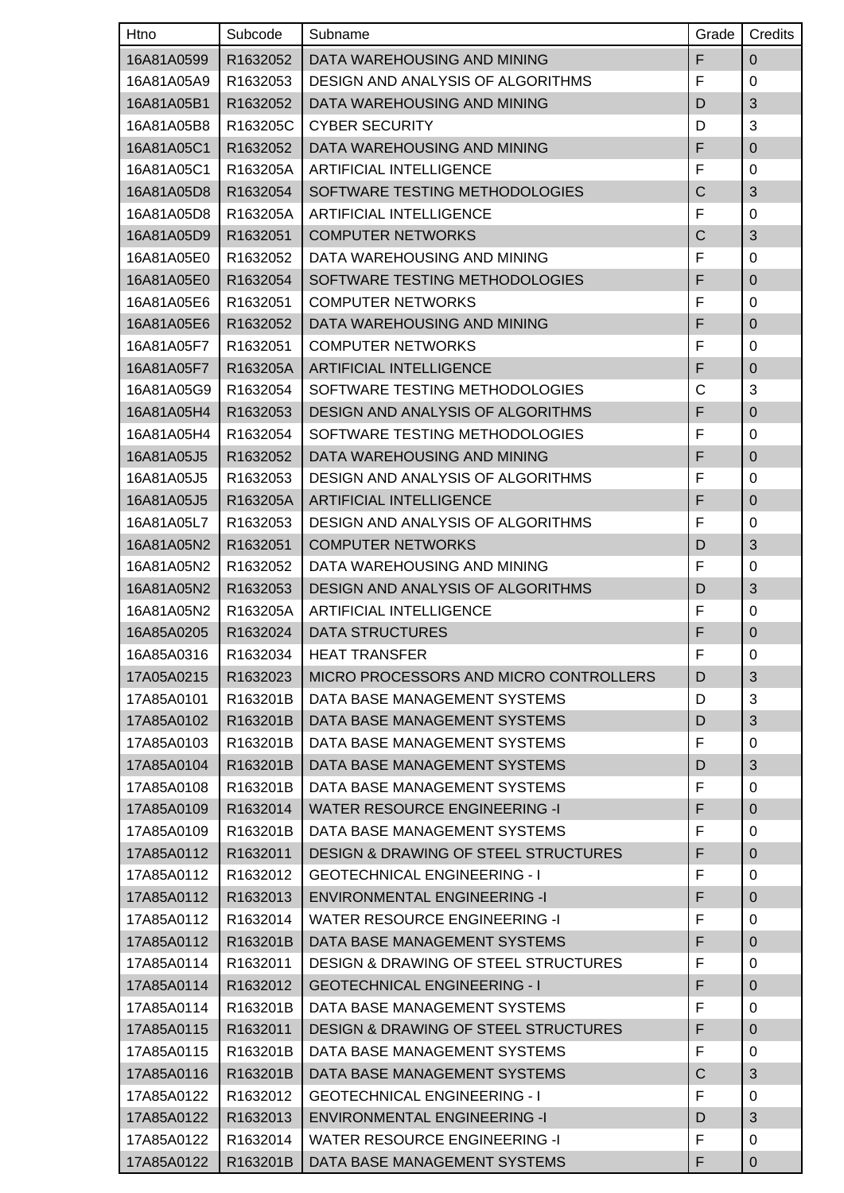| Htno | Subcode | Subname | Grade | Credits |
| --- | --- | --- | --- | --- |
| 16A81A0599 | R1632052 | DATA WAREHOUSING AND MINING | F | 0 |
| 16A81A05A9 | R1632053 | DESIGN AND ANALYSIS OF ALGORITHMS | F | 0 |
| 16A81A05B1 | R1632052 | DATA WAREHOUSING AND MINING | D | 3 |
| 16A81A05B8 | R163205C | CYBER SECURITY | D | 3 |
| 16A81A05C1 | R1632052 | DATA WAREHOUSING AND MINING | F | 0 |
| 16A81A05C1 | R163205A | ARTIFICIAL INTELLIGENCE | F | 0 |
| 16A81A05D8 | R1632054 | SOFTWARE TESTING METHODOLOGIES | C | 3 |
| 16A81A05D8 | R163205A | ARTIFICIAL INTELLIGENCE | F | 0 |
| 16A81A05D9 | R1632051 | COMPUTER NETWORKS | C | 3 |
| 16A81A05E0 | R1632052 | DATA WAREHOUSING AND MINING | F | 0 |
| 16A81A05E0 | R1632054 | SOFTWARE TESTING METHODOLOGIES | F | 0 |
| 16A81A05E6 | R1632051 | COMPUTER NETWORKS | F | 0 |
| 16A81A05E6 | R1632052 | DATA WAREHOUSING AND MINING | F | 0 |
| 16A81A05F7 | R1632051 | COMPUTER NETWORKS | F | 0 |
| 16A81A05F7 | R163205A | ARTIFICIAL INTELLIGENCE | F | 0 |
| 16A81A05G9 | R1632054 | SOFTWARE TESTING METHODOLOGIES | C | 3 |
| 16A81A05H4 | R1632053 | DESIGN AND ANALYSIS OF ALGORITHMS | F | 0 |
| 16A81A05H4 | R1632054 | SOFTWARE TESTING METHODOLOGIES | F | 0 |
| 16A81A05J5 | R1632052 | DATA WAREHOUSING AND MINING | F | 0 |
| 16A81A05J5 | R1632053 | DESIGN AND ANALYSIS OF ALGORITHMS | F | 0 |
| 16A81A05J5 | R163205A | ARTIFICIAL INTELLIGENCE | F | 0 |
| 16A81A05L7 | R1632053 | DESIGN AND ANALYSIS OF ALGORITHMS | F | 0 |
| 16A81A05N2 | R1632051 | COMPUTER NETWORKS | D | 3 |
| 16A81A05N2 | R1632052 | DATA WAREHOUSING AND MINING | F | 0 |
| 16A81A05N2 | R1632053 | DESIGN AND ANALYSIS OF ALGORITHMS | D | 3 |
| 16A81A05N2 | R163205A | ARTIFICIAL INTELLIGENCE | F | 0 |
| 16A85A0205 | R1632024 | DATA STRUCTURES | F | 0 |
| 16A85A0316 | R1632034 | HEAT TRANSFER | F | 0 |
| 17A05A0215 | R1632023 | MICRO PROCESSORS AND MICRO CONTROLLERS | D | 3 |
| 17A85A0101 | R163201B | DATA BASE MANAGEMENT SYSTEMS | D | 3 |
| 17A85A0102 | R163201B | DATA BASE MANAGEMENT SYSTEMS | D | 3 |
| 17A85A0103 | R163201B | DATA BASE MANAGEMENT SYSTEMS | F | 0 |
| 17A85A0104 | R163201B | DATA BASE MANAGEMENT SYSTEMS | D | 3 |
| 17A85A0108 | R163201B | DATA BASE MANAGEMENT SYSTEMS | F | 0 |
| 17A85A0109 | R1632014 | WATER RESOURCE ENGINEERING -I | F | 0 |
| 17A85A0109 | R163201B | DATA BASE MANAGEMENT SYSTEMS | F | 0 |
| 17A85A0112 | R1632011 | DESIGN & DRAWING OF STEEL STRUCTURES | F | 0 |
| 17A85A0112 | R1632012 | GEOTECHNICAL ENGINEERING - I | F | 0 |
| 17A85A0112 | R1632013 | ENVIRONMENTAL ENGINEERING -I | F | 0 |
| 17A85A0112 | R1632014 | WATER RESOURCE ENGINEERING -I | F | 0 |
| 17A85A0112 | R163201B | DATA BASE MANAGEMENT SYSTEMS | F | 0 |
| 17A85A0114 | R1632011 | DESIGN & DRAWING OF STEEL STRUCTURES | F | 0 |
| 17A85A0114 | R1632012 | GEOTECHNICAL ENGINEERING - I | F | 0 |
| 17A85A0114 | R163201B | DATA BASE MANAGEMENT SYSTEMS | F | 0 |
| 17A85A0115 | R1632011 | DESIGN & DRAWING OF STEEL STRUCTURES | F | 0 |
| 17A85A0115 | R163201B | DATA BASE MANAGEMENT SYSTEMS | F | 0 |
| 17A85A0116 | R163201B | DATA BASE MANAGEMENT SYSTEMS | C | 3 |
| 17A85A0122 | R1632012 | GEOTECHNICAL ENGINEERING - I | F | 0 |
| 17A85A0122 | R1632013 | ENVIRONMENTAL ENGINEERING -I | D | 3 |
| 17A85A0122 | R1632014 | WATER RESOURCE ENGINEERING -I | F | 0 |
| 17A85A0122 | R163201B | DATA BASE MANAGEMENT SYSTEMS | F | 0 |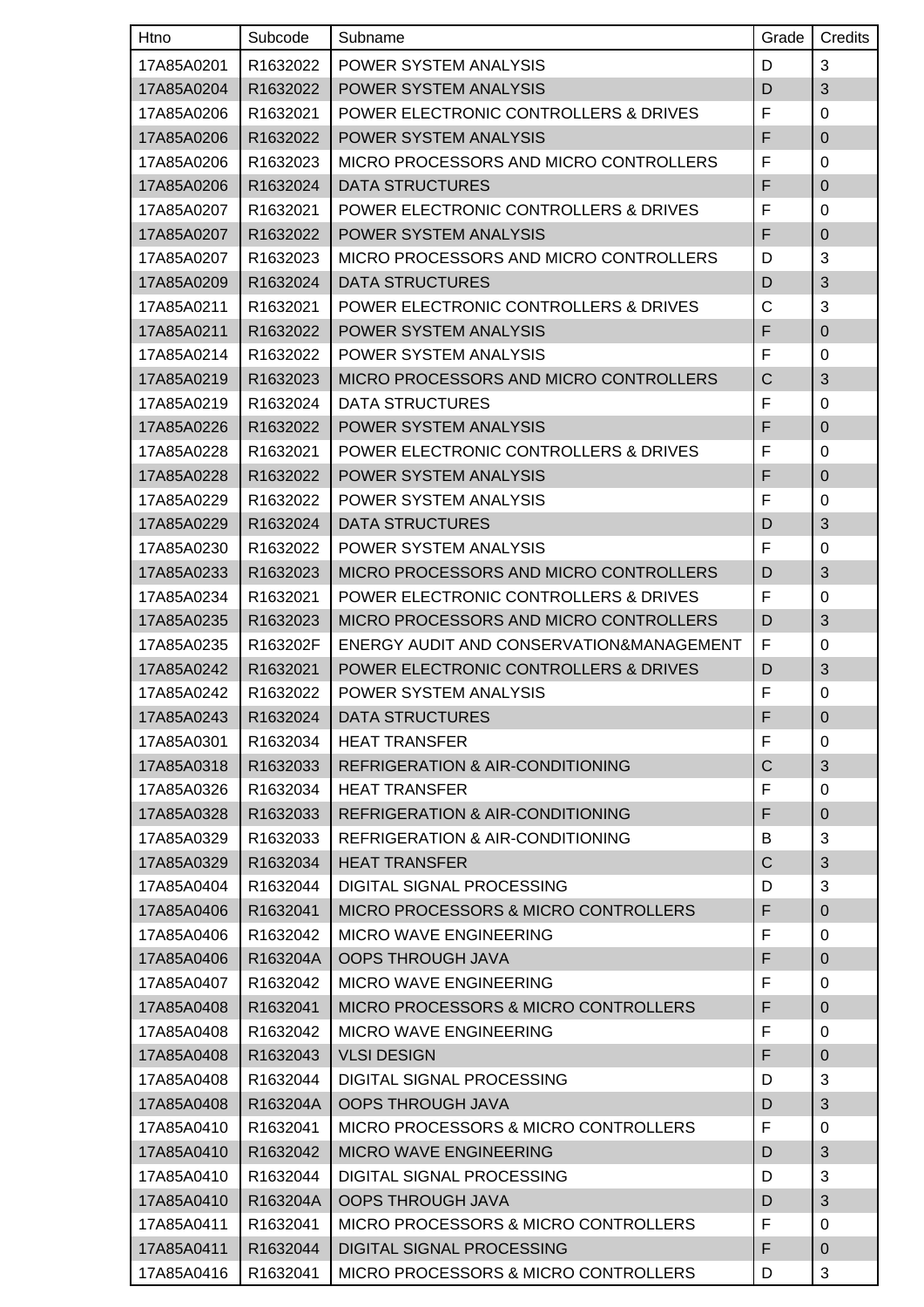| Htno | Subcode | Subname | Grade | Credits |
| --- | --- | --- | --- | --- |
| 17A85A0201 | R1632022 | POWER SYSTEM ANALYSIS | D | 3 |
| 17A85A0204 | R1632022 | POWER SYSTEM ANALYSIS | D | 3 |
| 17A85A0206 | R1632021 | POWER ELECTRONIC CONTROLLERS & DRIVES | F | 0 |
| 17A85A0206 | R1632022 | POWER SYSTEM ANALYSIS | F | 0 |
| 17A85A0206 | R1632023 | MICRO PROCESSORS AND MICRO CONTROLLERS | F | 0 |
| 17A85A0206 | R1632024 | DATA STRUCTURES | F | 0 |
| 17A85A0207 | R1632021 | POWER ELECTRONIC CONTROLLERS & DRIVES | F | 0 |
| 17A85A0207 | R1632022 | POWER SYSTEM ANALYSIS | F | 0 |
| 17A85A0207 | R1632023 | MICRO PROCESSORS AND MICRO CONTROLLERS | D | 3 |
| 17A85A0209 | R1632024 | DATA STRUCTURES | D | 3 |
| 17A85A0211 | R1632021 | POWER ELECTRONIC CONTROLLERS & DRIVES | C | 3 |
| 17A85A0211 | R1632022 | POWER SYSTEM ANALYSIS | F | 0 |
| 17A85A0214 | R1632022 | POWER SYSTEM ANALYSIS | F | 0 |
| 17A85A0219 | R1632023 | MICRO PROCESSORS AND MICRO CONTROLLERS | C | 3 |
| 17A85A0219 | R1632024 | DATA STRUCTURES | F | 0 |
| 17A85A0226 | R1632022 | POWER SYSTEM ANALYSIS | F | 0 |
| 17A85A0228 | R1632021 | POWER ELECTRONIC CONTROLLERS & DRIVES | F | 0 |
| 17A85A0228 | R1632022 | POWER SYSTEM ANALYSIS | F | 0 |
| 17A85A0229 | R1632022 | POWER SYSTEM ANALYSIS | F | 0 |
| 17A85A0229 | R1632024 | DATA STRUCTURES | D | 3 |
| 17A85A0230 | R1632022 | POWER SYSTEM ANALYSIS | F | 0 |
| 17A85A0233 | R1632023 | MICRO PROCESSORS AND MICRO CONTROLLERS | D | 3 |
| 17A85A0234 | R1632021 | POWER ELECTRONIC CONTROLLERS & DRIVES | F | 0 |
| 17A85A0235 | R1632023 | MICRO PROCESSORS AND MICRO CONTROLLERS | D | 3 |
| 17A85A0235 | R163202F | ENERGY AUDIT AND CONSERVATION&MANAGEMENT | F | 0 |
| 17A85A0242 | R1632021 | POWER ELECTRONIC CONTROLLERS & DRIVES | D | 3 |
| 17A85A0242 | R1632022 | POWER SYSTEM ANALYSIS | F | 0 |
| 17A85A0243 | R1632024 | DATA STRUCTURES | F | 0 |
| 17A85A0301 | R1632034 | HEAT TRANSFER | F | 0 |
| 17A85A0318 | R1632033 | REFRIGERATION & AIR-CONDITIONING | C | 3 |
| 17A85A0326 | R1632034 | HEAT TRANSFER | F | 0 |
| 17A85A0328 | R1632033 | REFRIGERATION & AIR-CONDITIONING | F | 0 |
| 17A85A0329 | R1632033 | REFRIGERATION & AIR-CONDITIONING | B | 3 |
| 17A85A0329 | R1632034 | HEAT TRANSFER | C | 3 |
| 17A85A0404 | R1632044 | DIGITAL SIGNAL PROCESSING | D | 3 |
| 17A85A0406 | R1632041 | MICRO PROCESSORS & MICRO CONTROLLERS | F | 0 |
| 17A85A0406 | R1632042 | MICRO WAVE ENGINEERING | F | 0 |
| 17A85A0406 | R163204A | OOPS THROUGH JAVA | F | 0 |
| 17A85A0407 | R1632042 | MICRO WAVE ENGINEERING | F | 0 |
| 17A85A0408 | R1632041 | MICRO PROCESSORS & MICRO CONTROLLERS | F | 0 |
| 17A85A0408 | R1632042 | MICRO WAVE ENGINEERING | F | 0 |
| 17A85A0408 | R1632043 | VLSI DESIGN | F | 0 |
| 17A85A0408 | R1632044 | DIGITAL SIGNAL PROCESSING | D | 3 |
| 17A85A0408 | R163204A | OOPS THROUGH JAVA | D | 3 |
| 17A85A0410 | R1632041 | MICRO PROCESSORS & MICRO CONTROLLERS | F | 0 |
| 17A85A0410 | R1632042 | MICRO WAVE ENGINEERING | D | 3 |
| 17A85A0410 | R1632044 | DIGITAL SIGNAL PROCESSING | D | 3 |
| 17A85A0410 | R163204A | OOPS THROUGH JAVA | D | 3 |
| 17A85A0411 | R1632041 | MICRO PROCESSORS & MICRO CONTROLLERS | F | 0 |
| 17A85A0411 | R1632044 | DIGITAL SIGNAL PROCESSING | F | 0 |
| 17A85A0416 | R1632041 | MICRO PROCESSORS & MICRO CONTROLLERS | D | 3 |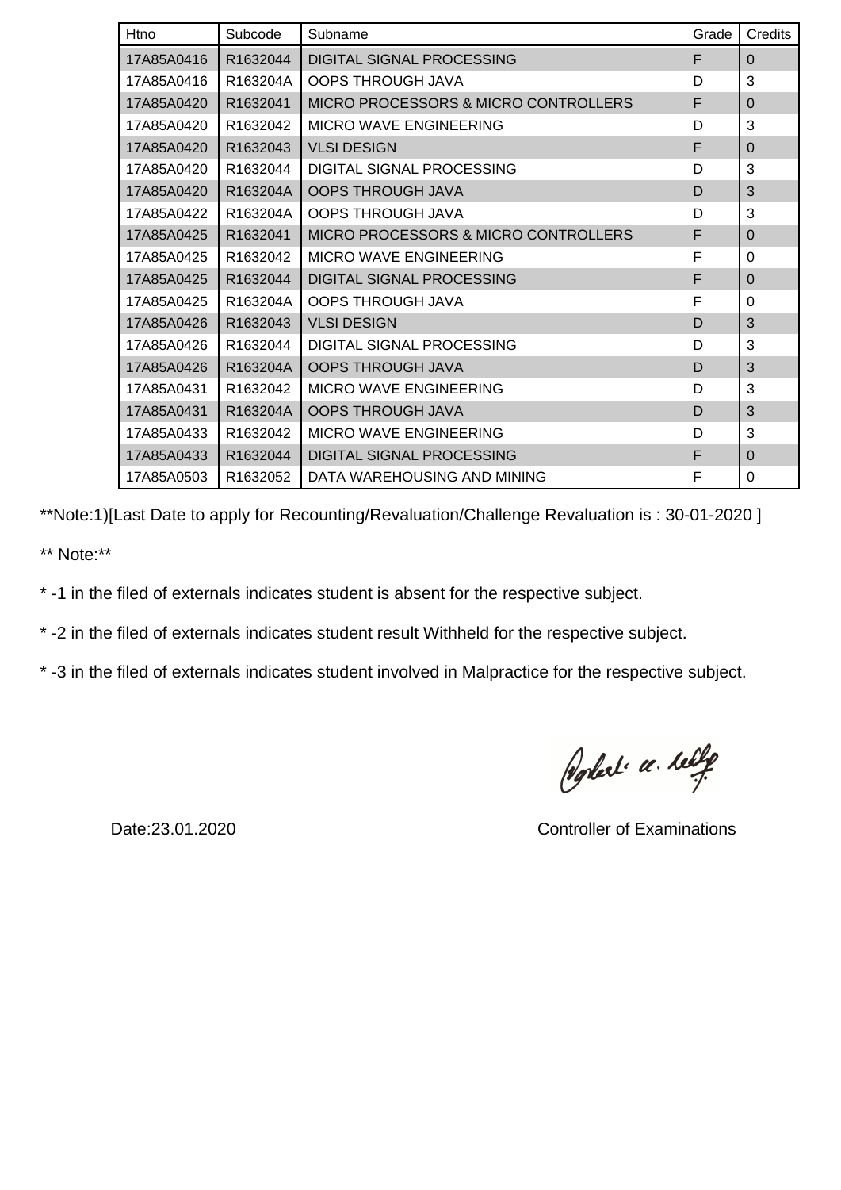| Htno | Subcode | Subname | Grade | Credits |
|---|---|---|---|---|
| 17A85A0416 | R1632044 | DIGITAL SIGNAL PROCESSING | F | 0 |
| 17A85A0416 | R163204A | OOPS THROUGH JAVA | D | 3 |
| 17A85A0420 | R1632041 | MICRO PROCESSORS & MICRO CONTROLLERS | F | 0 |
| 17A85A0420 | R1632042 | MICRO WAVE ENGINEERING | D | 3 |
| 17A85A0420 | R1632043 | VLSI DESIGN | F | 0 |
| 17A85A0420 | R1632044 | DIGITAL SIGNAL PROCESSING | D | 3 |
| 17A85A0420 | R163204A | OOPS THROUGH JAVA | D | 3 |
| 17A85A0422 | R163204A | OOPS THROUGH JAVA | D | 3 |
| 17A85A0425 | R1632041 | MICRO PROCESSORS & MICRO CONTROLLERS | F | 0 |
| 17A85A0425 | R1632042 | MICRO WAVE ENGINEERING | F | 0 |
| 17A85A0425 | R1632044 | DIGITAL SIGNAL PROCESSING | F | 0 |
| 17A85A0425 | R163204A | OOPS THROUGH JAVA | F | 0 |
| 17A85A0426 | R1632043 | VLSI DESIGN | D | 3 |
| 17A85A0426 | R1632044 | DIGITAL SIGNAL PROCESSING | D | 3 |
| 17A85A0426 | R163204A | OOPS THROUGH JAVA | D | 3 |
| 17A85A0431 | R1632042 | MICRO WAVE ENGINEERING | D | 3 |
| 17A85A0431 | R163204A | OOPS THROUGH JAVA | D | 3 |
| 17A85A0433 | R1632042 | MICRO WAVE ENGINEERING | D | 3 |
| 17A85A0433 | R1632044 | DIGITAL SIGNAL PROCESSING | F | 0 |
| 17A85A0503 | R1632052 | DATA WAREHOUSING AND MINING | F | 0 |

**Note:1)[Last Date to apply for Recounting/Revaluation/Challenge Revaluation is : 30-01-2020 ]

** Note:**

* -1 in the filed of externals indicates student is absent for the respective subject.

* -2 in the filed of externals indicates student result Withheld for the respective subject.

* -3 in the filed of externals indicates student involved in Malpractice for the respective subject.

Date:23.01.2020

Controller of Examinations